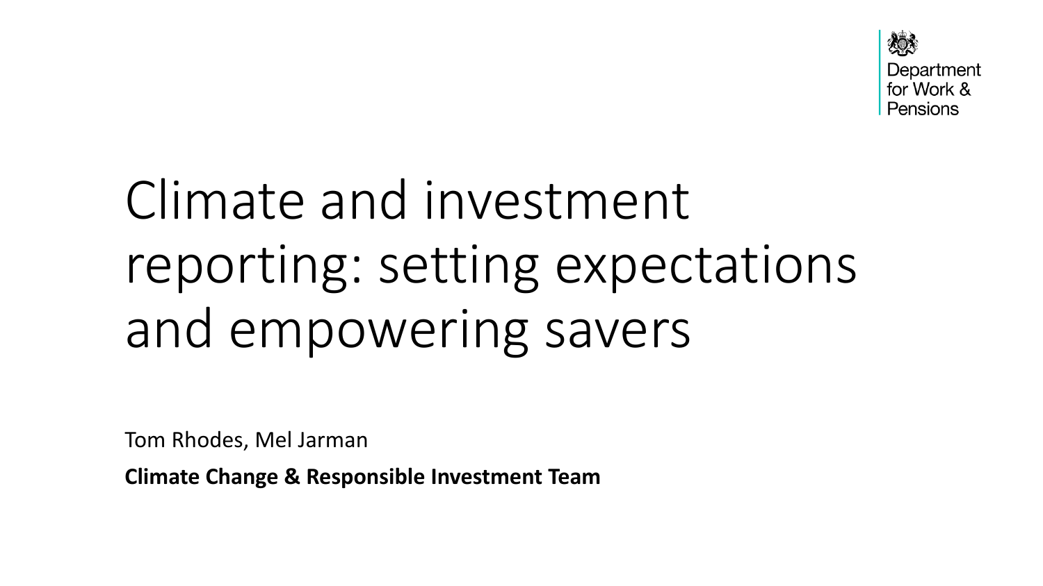Department for Work & Pensions

# Climate and investment reporting: setting expectations and empowering savers

Tom Rhodes, Mel Jarman

**Climate Change & Responsible Investment Team**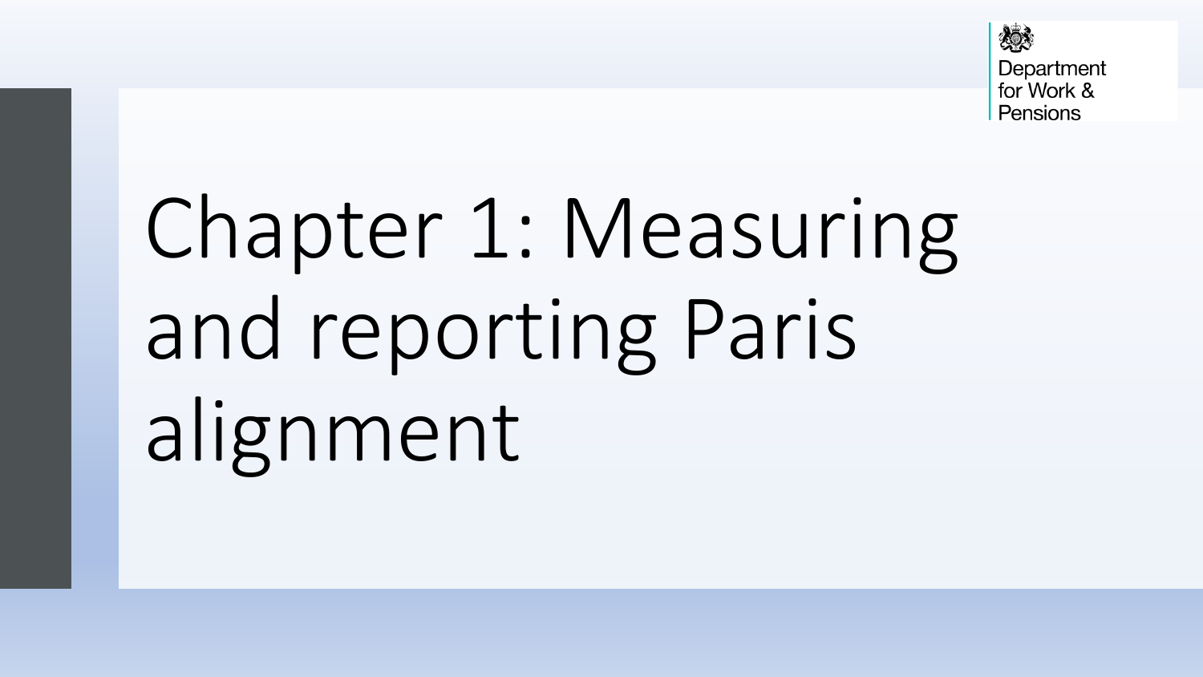# Chapter 1: Measuring and reporting Paris alignment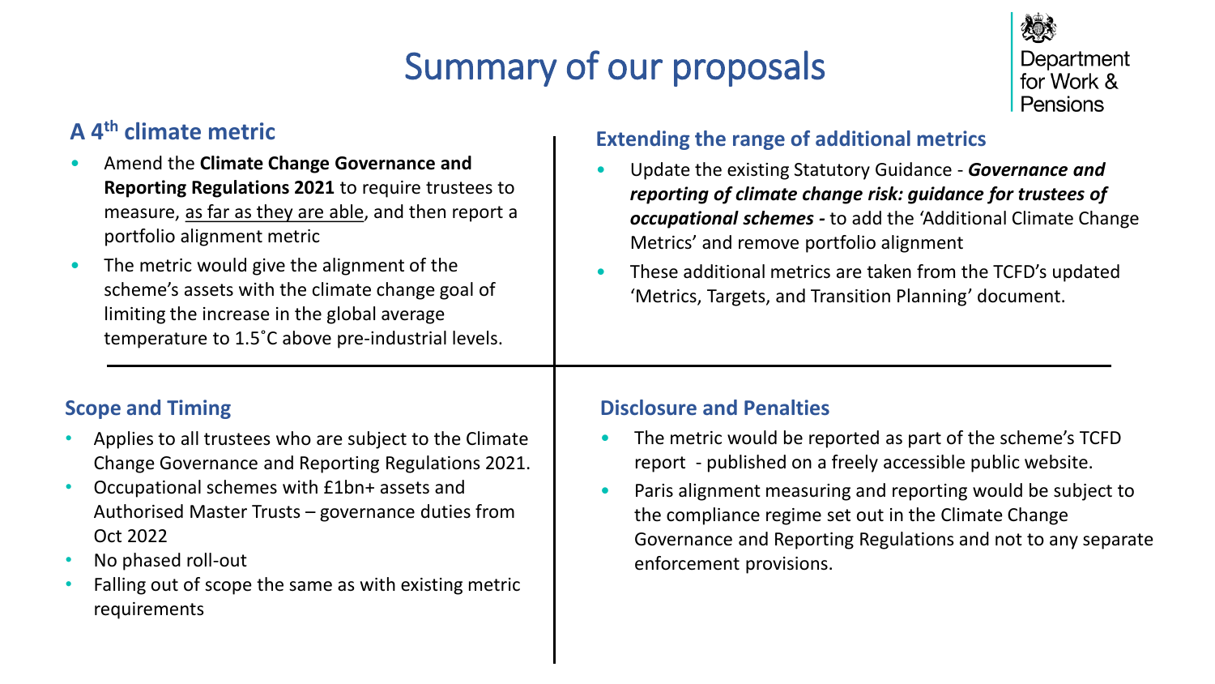# Summary of our proposals

Department for Work & Pensions

## A 4th climate metric

- Amend the **Climate Change Governance and Reporting Regulations 2021** to require trustees to measure, <u>as far as they are able</u>, and then report a portfolio alignment metric
- The metric would give the alignment of the scheme's assets with the climate change goal of limiting the increase in the global average temperature to 1.5˚C above pre-industrial levels.

## Extending the range of additional metrics

- Update the existing Statutory Guidance - ***Governance and reporting of climate change risk: guidance for trustees of occupational schemes -*** to add the 'Additional Climate Change Metrics' and remove portfolio alignment
- These additional metrics are taken from the TCFD's updated 'Metrics, Targets, and Transition Planning' document.

## Scope and Timing

- Applies to all trustees who are subject to the Climate Change Governance and Reporting Regulations 2021.
- Occupational schemes with £1bn+ assets and Authorised Master Trusts – governance duties from Oct 2022
- No phased roll-out
- Falling out of scope the same as with existing metric requirements

## Disclosure and Penalties

- The metric would be reported as part of the scheme's TCFD report - published on a freely accessible public website.
- Paris alignment measuring and reporting would be subject to the compliance regime set out in the Climate Change Governance and Reporting Regulations and not to any separate enforcement provisions.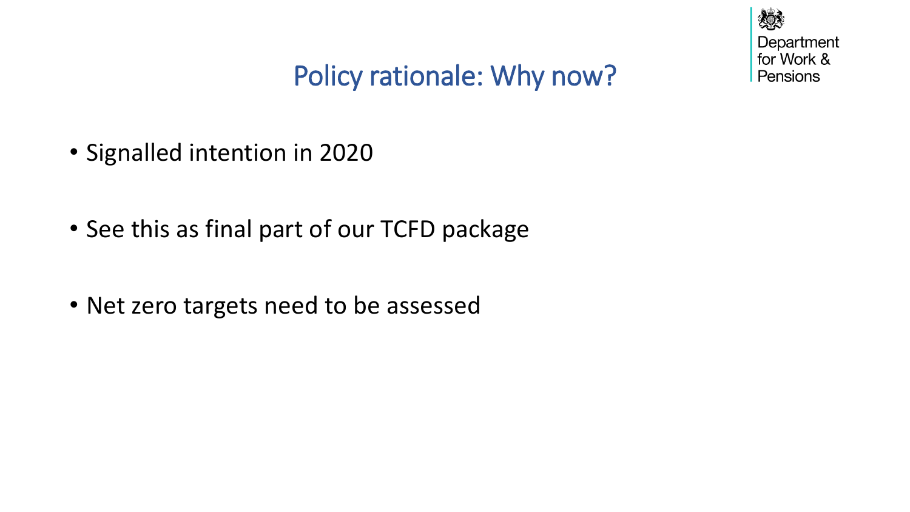# Policy rationale: Why now?

- Signalled intention in 2020
- See this as final part of our TCFD package
- Net zero targets need to be assessed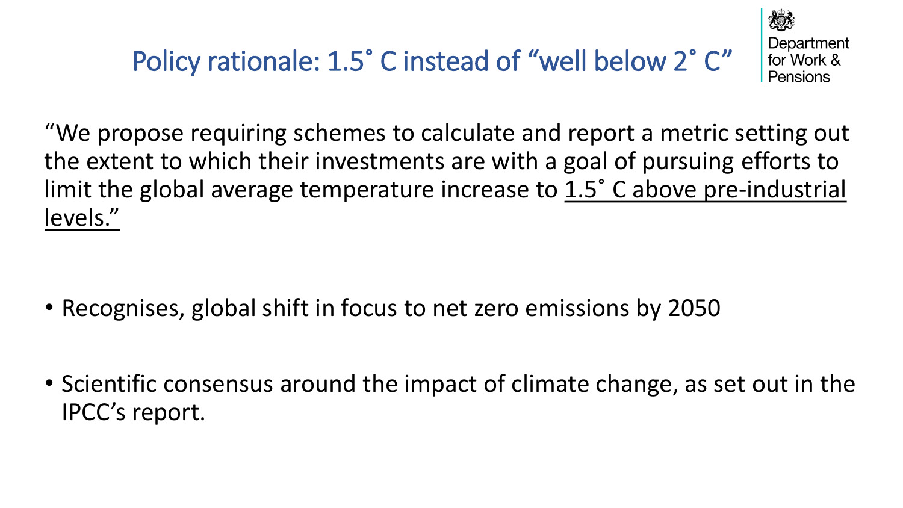# Policy rationale: 1.5˚ C instead of “well below 2˚ C”

“We propose requiring schemes to calculate and report a metric setting out the extent to which their investments are with a goal of pursuing efforts to limit the global average temperature increase to <u>1.5˚ C above pre-industrial levels.”</u>

- Recognises, global shift in focus to net zero emissions by 2050
- Scientific consensus around the impact of climate change, as set out in the IPCC’s report.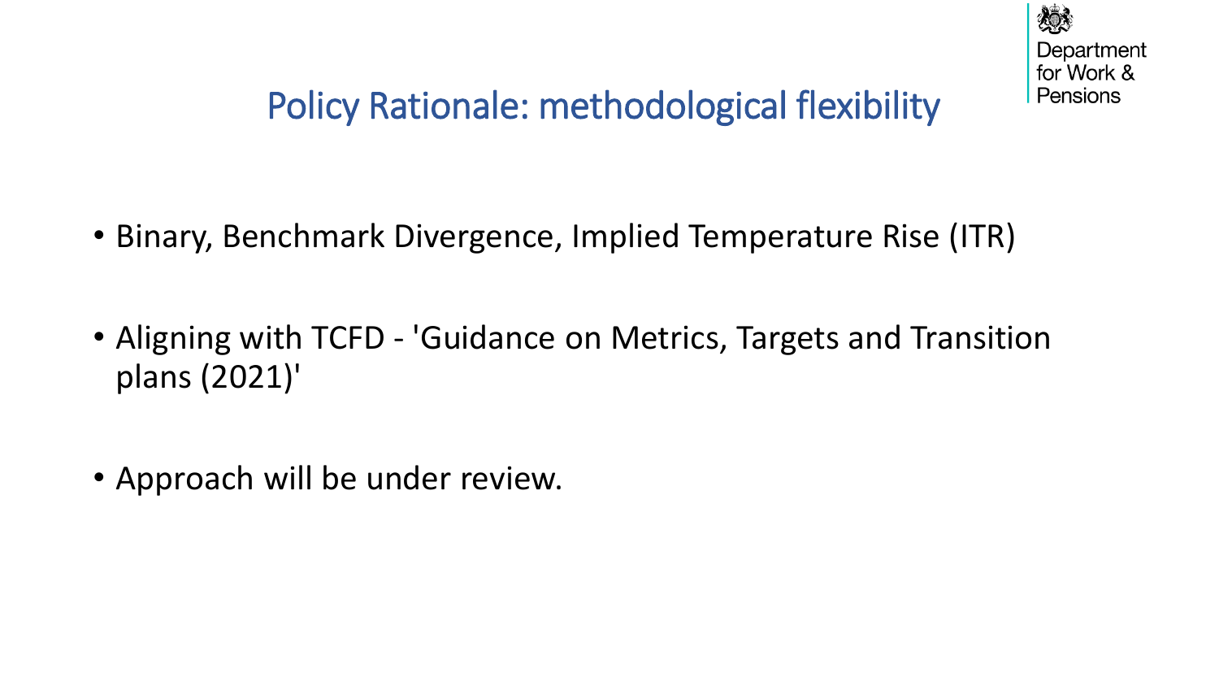# Policy Rationale: methodological flexibility

- Binary, Benchmark Divergence, Implied Temperature Rise (ITR)
- Aligning with TCFD - 'Guidance on Metrics, Targets and Transition plans (2021)'
- Approach will be under review.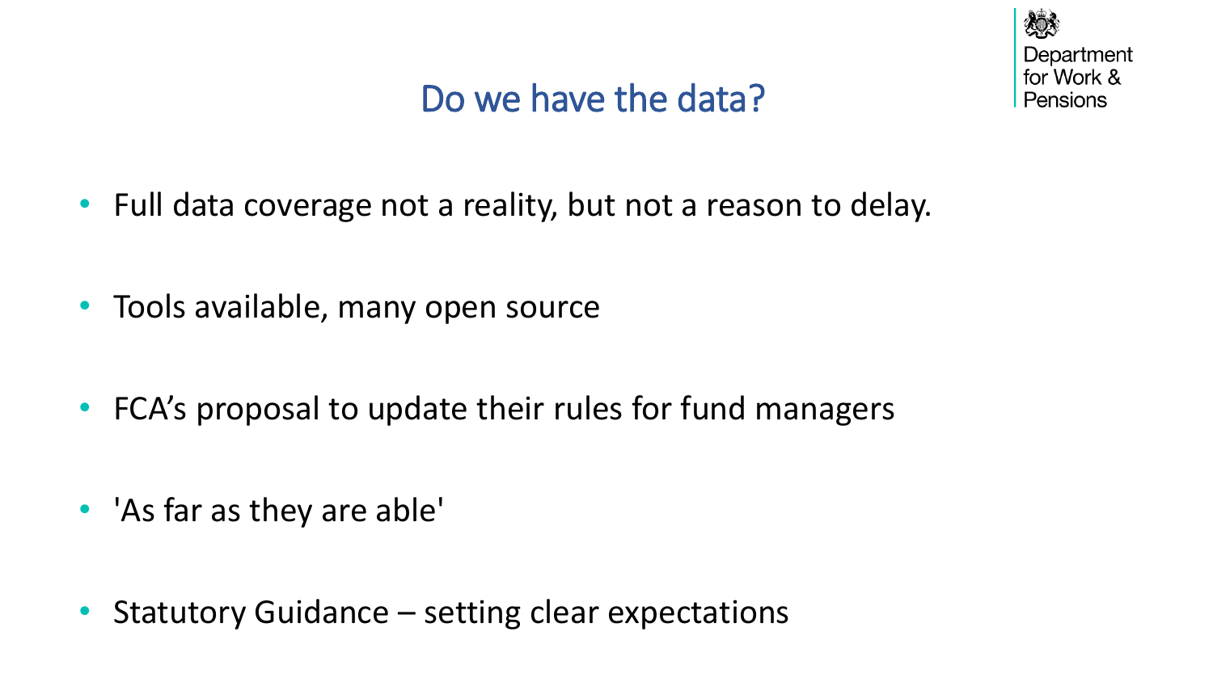# Do we have the data?

- Full data coverage not a reality, but not a reason to delay.
- Tools available, many open source
- FCA's proposal to update their rules for fund managers
- 'As far as they are able'
- Statutory Guidance – setting clear expectations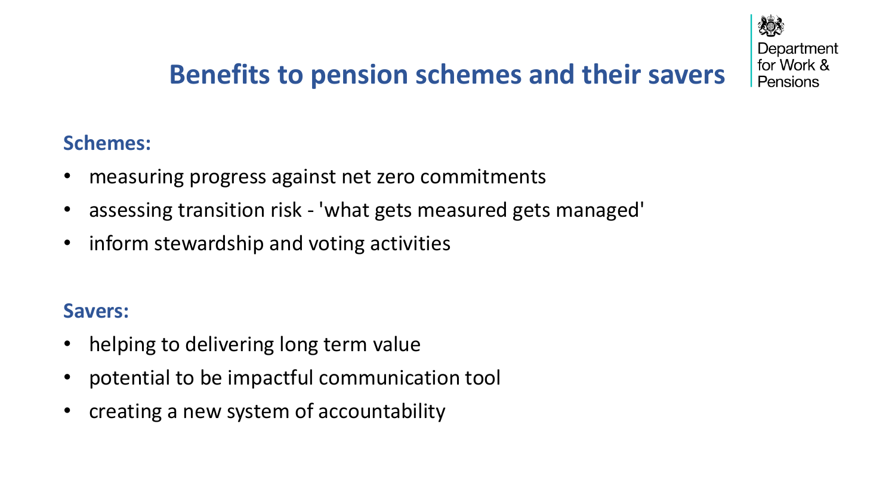# Benefits to pension schemes and their savers

**Schemes:**

- measuring progress against net zero commitments
- assessing transition risk - 'what gets measured gets managed'
- inform stewardship and voting activities

**Savers:**

- helping to delivering long term value
- potential to be impactful communication tool
- creating a new system of accountability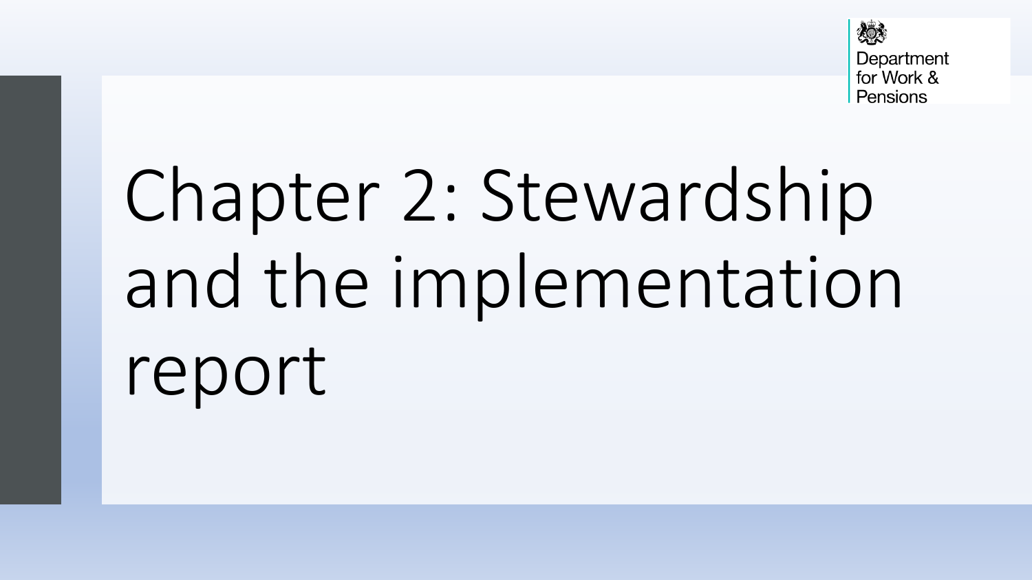# Chapter 2: Stewardship and the implementation report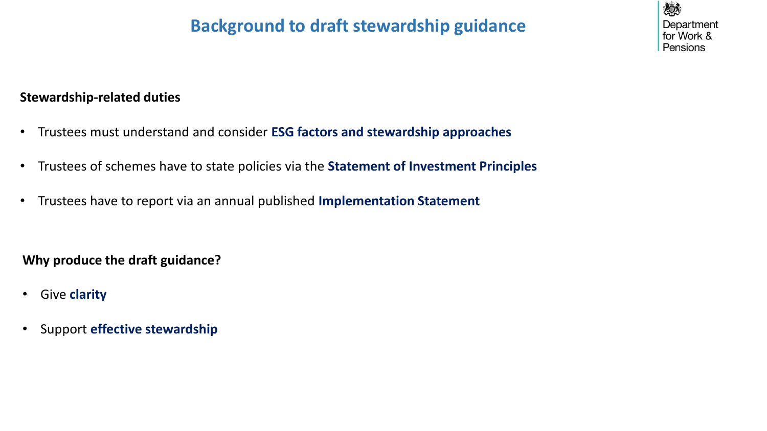# Background to draft stewardship guidance

**Stewardship-related duties**

- Trustees must understand and consider **ESG factors and stewardship approaches**
- Trustees of schemes have to state policies via the **Statement of Investment Principles**
- Trustees have to report via an annual published **Implementation Statement**

**Why produce the draft guidance?**

- Give **clarity**
- Support **effective stewardship**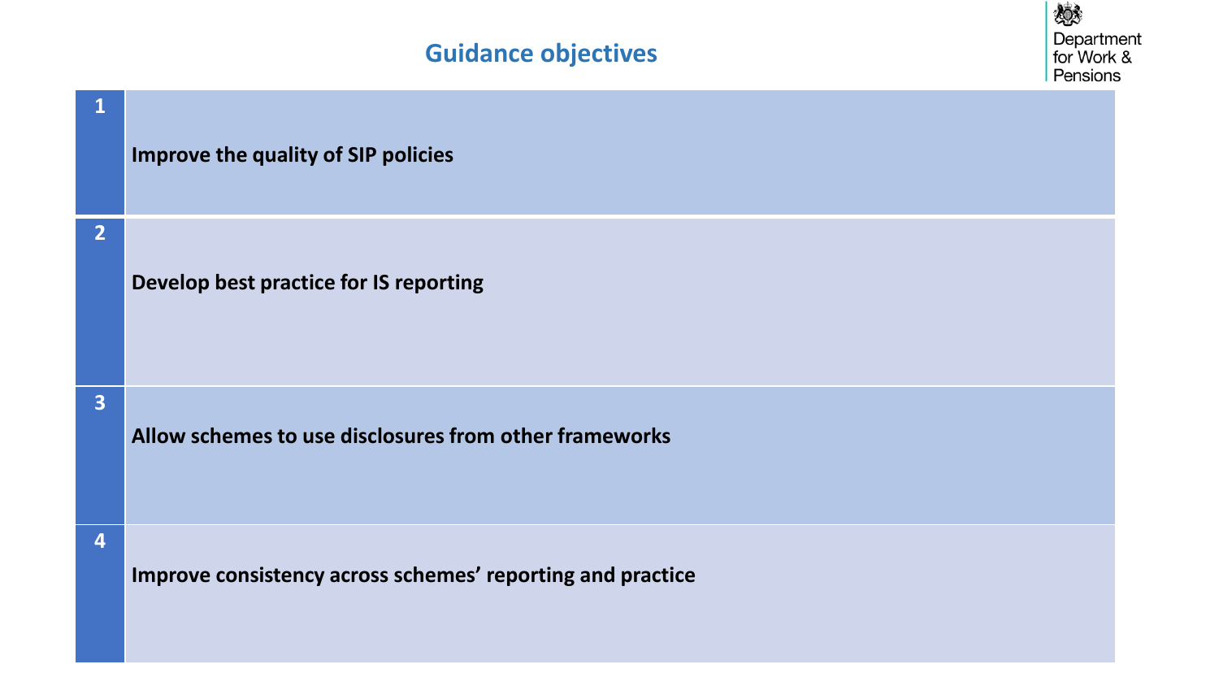## Guidance objectives

| | |
|---|---|
| **1** | **Improve the quality of SIP policies** |
| **2** | **Develop best practice for IS reporting** |
| **3** | **Allow schemes to use disclosures from other frameworks** |
| **4** | **Improve consistency across schemes' reporting and practice** |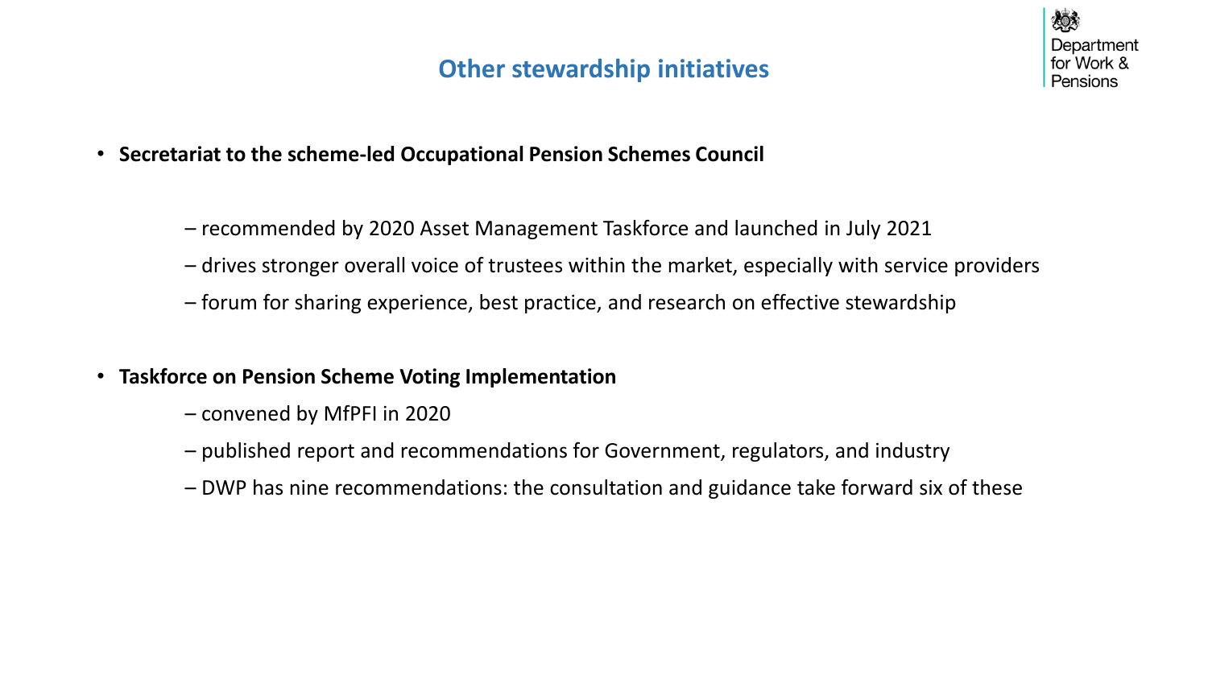# Other stewardship initiatives

Department for Work & Pensions

- **Secretariat to the scheme-led Occupational Pension Schemes Council**
  - – recommended by 2020 Asset Management Taskforce and launched in July 2021
  - – drives stronger overall voice of trustees within the market, especially with service providers
  - – forum for sharing experience, best practice, and research on effective stewardship
- **Taskforce on Pension Scheme Voting Implementation**
  - – convened by MfPFI in 2020
  - – published report and recommendations for Government, regulators, and industry
  - – DWP has nine recommendations: the consultation and guidance take forward six of these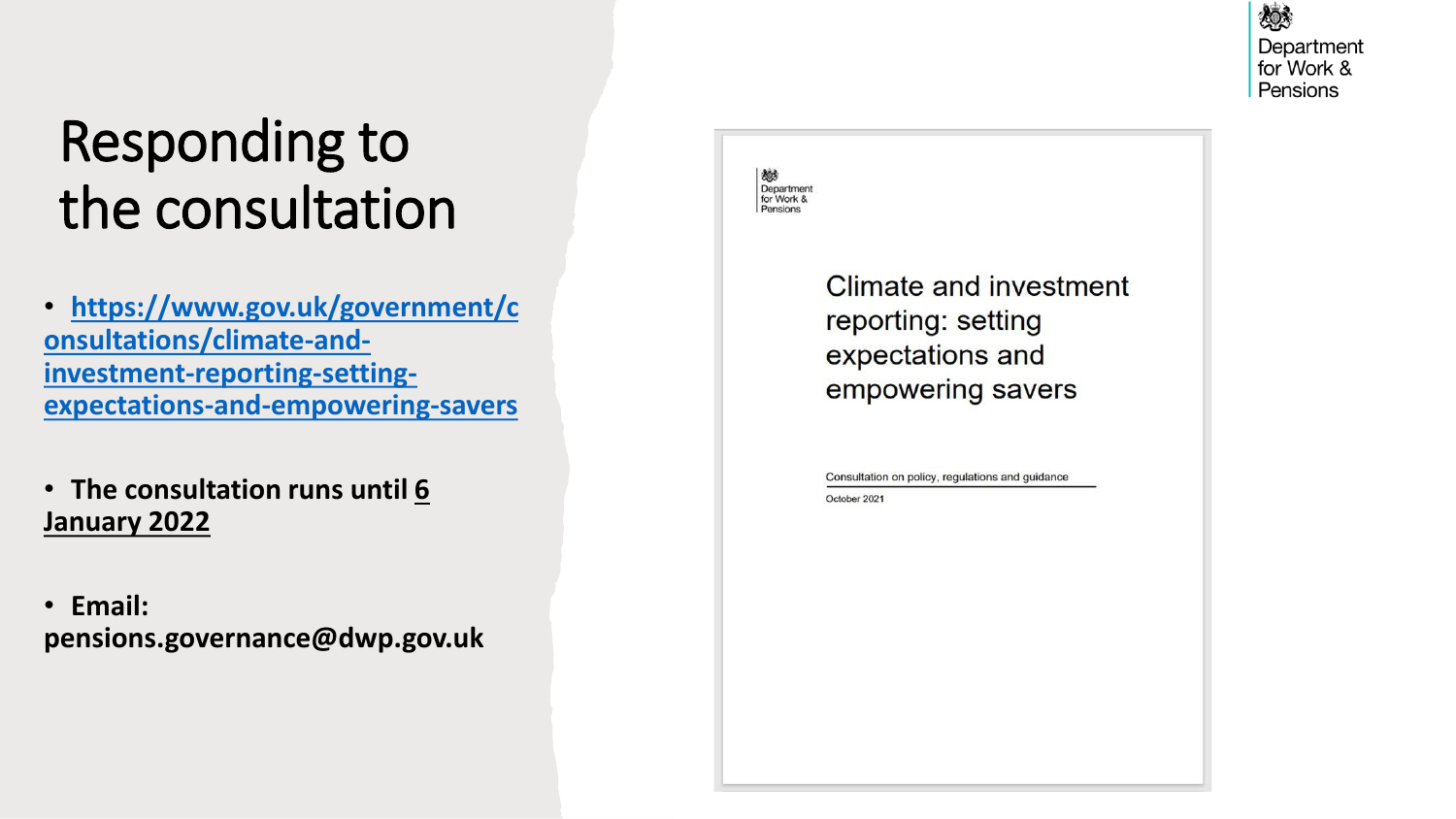# Responding to the consultation

- [https://www.gov.uk/government/consultations/climate-and-investment-reporting-setting-expectations-and-empowering-savers](https://www.gov.uk/government/consultations/climate-and-investment-reporting-setting-expectations-and-empowering-savers)
- **The consultation runs until 6 January 2022**
- **Email: pensions.governance@dwp.gov.uk**

Department for Work & Pensions

Department for Work & Pensions

Climate and investment reporting: setting expectations and empowering savers

Consultation on policy, regulations and guidance

October 2021